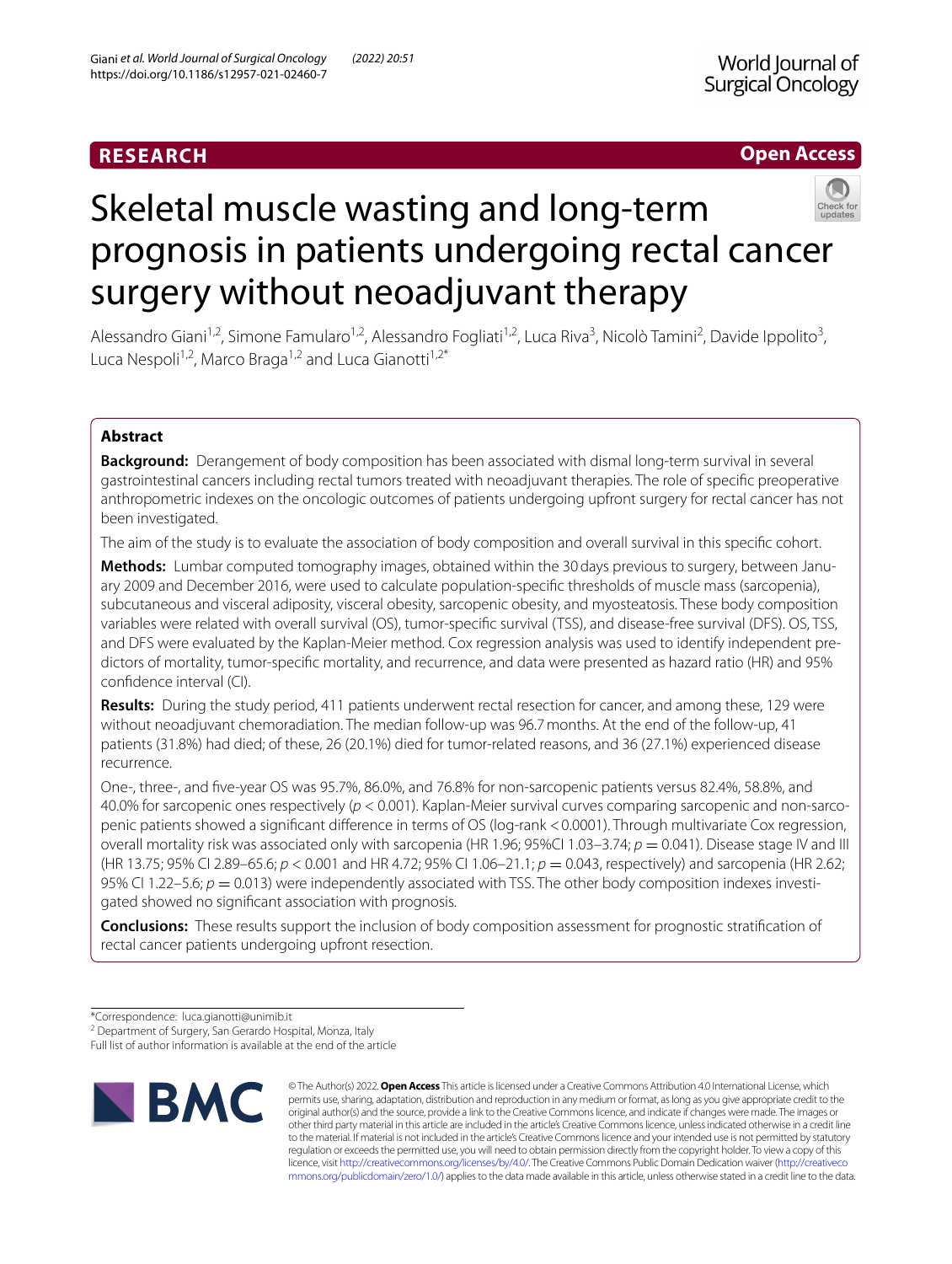RESEARCH

Open Access

# Skeletal muscle wasting and long-term prognosis in patients undergoing rectal cancer surgery without neoadjuvant therapy

Alessandro Giani[1,2], Simone Famularo[1,2], Alessandro Fogliati[1,2], Luca Riva[3], Nicolò Tamini[2], Davide Ippolito[3], Luca Nespoli[1,2], Marco Braga[1,2] and Luca Gianotti[1,2*]

## Abstract

**Background:** Derangement of body composition has been associated with dismal long-term survival in several gastrointestinal cancers including rectal tumors treated with neoadjuvant therapies. The role of specific preoperative anthropometric indexes on the oncologic outcomes of patients undergoing upfront surgery for rectal cancer has not been investigated.

The aim of the study is to evaluate the association of body composition and overall survival in this specific cohort.

**Methods:** Lumbar computed tomography images, obtained within the 30 days previous to surgery, between January 2009 and December 2016, were used to calculate population-specific thresholds of muscle mass (sarcopenia), subcutaneous and visceral adiposity, visceral obesity, sarcopenic obesity, and myosteatosis. These body composition variables were related with overall survival (OS), tumor-specific survival (TSS), and disease-free survival (DFS). OS, TSS, and DFS were evaluated by the Kaplan-Meier method. Cox regression analysis was used to identify independent predictors of mortality, tumor-specific mortality, and recurrence, and data were presented as hazard ratio (HR) and 95% confidence interval (CI).

**Results:** During the study period, 411 patients underwent rectal resection for cancer, and among these, 129 were without neoadjuvant chemoradiation. The median follow-up was 96.7 months. At the end of the follow-up, 41 patients (31.8%) had died; of these, 26 (20.1%) died for tumor-related reasons, and 36 (27.1%) experienced disease recurrence.

One-, three-, and five-year OS was 95.7%, 86.0%, and 76.8% for non-sarcopenic patients versus 82.4%, 58.8%, and 40.0% for sarcopenic ones respectively ($p < 0.001$). Kaplan-Meier survival curves comparing sarcopenic and non-sarcopenic patients showed a significant difference in terms of OS (log-rank <0.0001). Through multivariate Cox regression, overall mortality risk was associated only with sarcopenia (HR 1.96; 95%CI 1.03–3.74; $p = 0.041$). Disease stage IV and III (HR 13.75; 95% CI 2.89–65.6; $p < 0.001$ and HR 4.72; 95% CI 1.06–21.1; $p = 0.043$, respectively) and sarcopenia (HR 2.62; 95% CI 1.22–5.6; $p = 0.013$) were independently associated with TSS. The other body composition indexes investigated showed no significant association with prognosis.

**Conclusions:** These results support the inclusion of body composition assessment for prognostic stratification of rectal cancer patients undergoing upfront resection.

*Correspondence: luca.gianotti@unimib.it
[2] Department of Surgery, San Gerardo Hospital, Monza, Italy
Full list of author information is available at the end of the article

© The Author(s) 2022. **Open Access** This article is licensed under a Creative Commons Attribution 4.0 International License, which permits use, sharing, adaptation, distribution and reproduction in any medium or format, as long as you give appropriate credit to the original author(s) and the source, provide a link to the Creative Commons licence, and indicate if changes were made. The images or other third party material in this article are included in the article's Creative Commons licence, unless indicated otherwise in a credit line to the material. If material is not included in the article's Creative Commons licence and your intended use is not permitted by statutory regulation or exceeds the permitted use, you will need to obtain permission directly from the copyright holder. To view a copy of this licence, visit http://creativecommons.org/licenses/by/4.0/. The Creative Commons Public Domain Dedication waiver (http://creativecommons.org/publicdomain/zero/1.0/) applies to the data made available in this article, unless otherwise stated in a credit line to the data.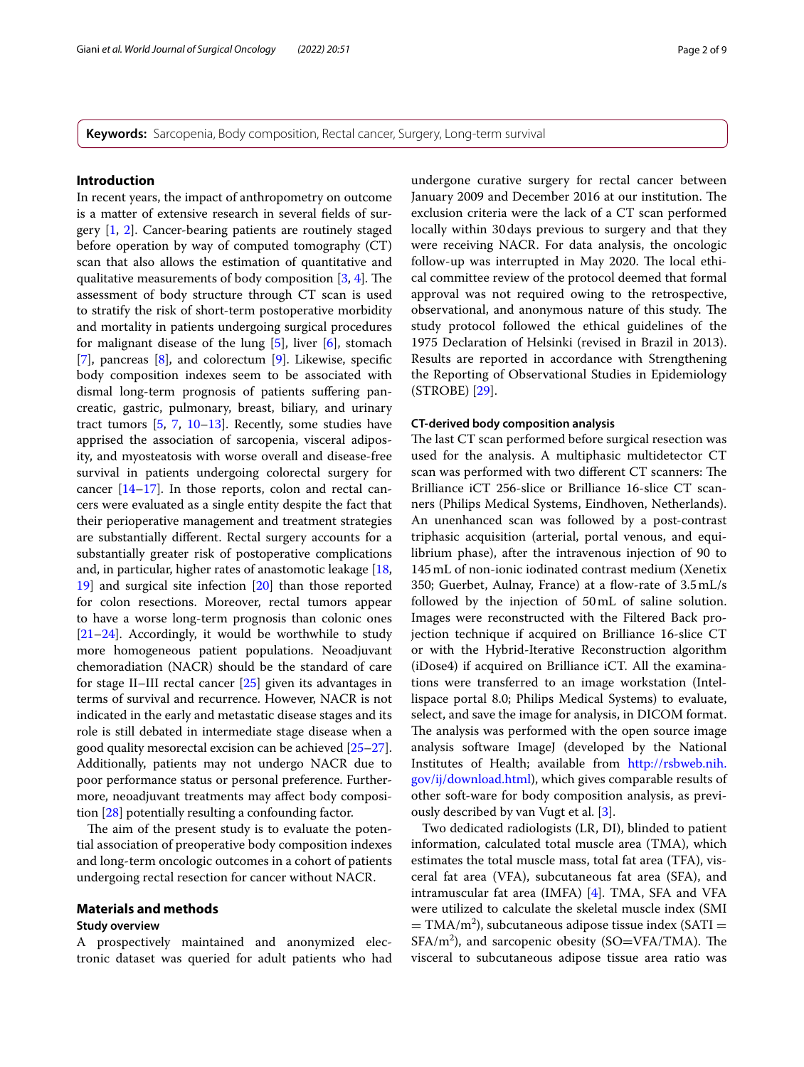**Keywords:** Sarcopenia, Body composition, Rectal cancer, Surgery, Long-term survival

## Introduction

In recent years, the impact of anthropometry on outcome is a matter of extensive research in several fields of surgery [1, 2]. Cancer-bearing patients are routinely staged before operation by way of computed tomography (CT) scan that also allows the estimation of quantitative and qualitative measurements of body composition [3, 4]. The assessment of body structure through CT scan is used to stratify the risk of short-term postoperative morbidity and mortality in patients undergoing surgical procedures for malignant disease of the lung [5], liver [6], stomach [7], pancreas [8], and colorectum [9]. Likewise, specific body composition indexes seem to be associated with dismal long-term prognosis of patients suffering pancreatic, gastric, pulmonary, breast, biliary, and urinary tract tumors [5, 7, 10–13]. Recently, some studies have apprised the association of sarcopenia, visceral adiposity, and myosteatosis with worse overall and disease-free survival in patients undergoing colorectal surgery for cancer [14–17]. In those reports, colon and rectal cancers were evaluated as a single entity despite the fact that their perioperative management and treatment strategies are substantially different. Rectal surgery accounts for a substantially greater risk of postoperative complications and, in particular, higher rates of anastomotic leakage [18, 19] and surgical site infection [20] than those reported for colon resections. Moreover, rectal tumors appear to have a worse long-term prognosis than colonic ones [21–24]. Accordingly, it would be worthwhile to study more homogeneous patient populations. Neoadjuvant chemoradiation (NACR) should be the standard of care for stage II–III rectal cancer [25] given its advantages in terms of survival and recurrence. However, NACR is not indicated in the early and metastatic disease stages and its role is still debated in intermediate stage disease when a good quality mesorectal excision can be achieved [25–27]. Additionally, patients may not undergo NACR due to poor performance status or personal preference. Furthermore, neoadjuvant treatments may affect body composition [28] potentially resulting a confounding factor.

The aim of the present study is to evaluate the potential association of preoperative body composition indexes and long-term oncologic outcomes in a cohort of patients undergoing rectal resection for cancer without NACR.

## Materials and methods

### Study overview

A prospectively maintained and anonymized electronic dataset was queried for adult patients who had undergone curative surgery for rectal cancer between January 2009 and December 2016 at our institution. The exclusion criteria were the lack of a CT scan performed locally within 30 days previous to surgery and that they were receiving NACR. For data analysis, the oncologic follow-up was interrupted in May 2020. The local ethical committee review of the protocol deemed that formal approval was not required owing to the retrospective, observational, and anonymous nature of this study. The study protocol followed the ethical guidelines of the 1975 Declaration of Helsinki (revised in Brazil in 2013). Results are reported in accordance with Strengthening the Reporting of Observational Studies in Epidemiology (STROBE) [29].

### CT-derived body composition analysis

The last CT scan performed before surgical resection was used for the analysis. A multiphasic multidetector CT scan was performed with two different CT scanners: The Brilliance iCT 256-slice or Brilliance 16-slice CT scanners (Philips Medical Systems, Eindhoven, Netherlands). An unenhanced scan was followed by a post-contrast triphasic acquisition (arterial, portal venous, and equilibrium phase), after the intravenous injection of 90 to 145 mL of non-ionic iodinated contrast medium (Xenetix 350; Guerbet, Aulnay, France) at a flow-rate of 3.5 mL/s followed by the injection of 50 mL of saline solution. Images were reconstructed with the Filtered Back projection technique if acquired on Brilliance 16-slice CT or with the Hybrid-Iterative Reconstruction algorithm (iDose4) if acquired on Brilliance iCT. All the examinations were transferred to an image workstation (Intellispace portal 8.0; Philips Medical Systems) to evaluate, select, and save the image for analysis, in DICOM format. The analysis was performed with the open source image analysis software ImageJ (developed by the National Institutes of Health; available from http://rsbweb.nih.gov/ij/download.html), which gives comparable results of other soft-ware for body composition analysis, as previously described by van Vugt et al. [3].

Two dedicated radiologists (LR, DI), blinded to patient information, calculated total muscle area (TMA), which estimates the total muscle mass, total fat area (TFA), visceral fat area (VFA), subcutaneous fat area (SFA), and intramuscular fat area (IMFA) [4]. TMA, SFA and VFA were utilized to calculate the skeletal muscle index (SMI = TMA/m$^2$), subcutaneous adipose tissue index (SATI = SFA/m$^2$), and sarcopenic obesity (SO=VFA/TMA). The visceral to subcutaneous adipose tissue area ratio was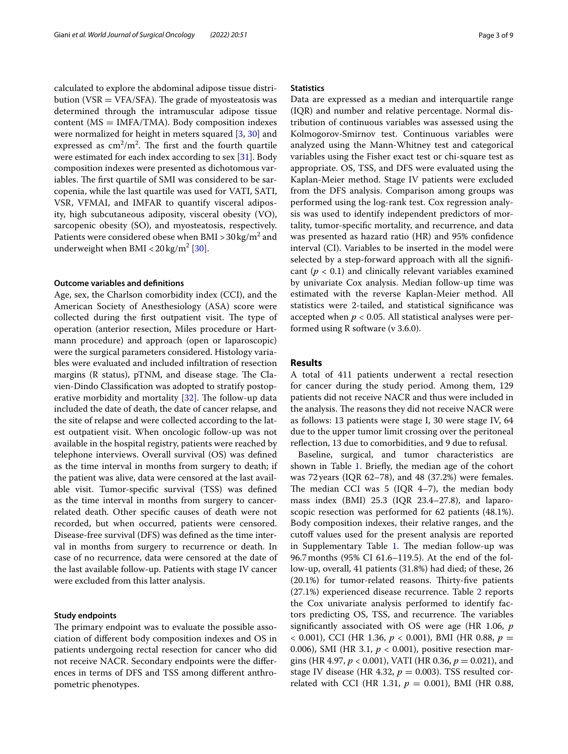calculated to explore the abdominal adipose tissue distribution (VSR = VFA/SFA). The grade of myosteatosis was determined through the intramuscular adipose tissue content (MS = IMFA/TMA). Body composition indexes were normalized for height in meters squared [3, 30] and expressed as $cm^2/m^2$. The first and the fourth quartile were estimated for each index according to sex [31]. Body composition indexes were presented as dichotomous variables. The first quartile of SMI was considered to be sarcopenia, while the last quartile was used for VATI, SATI, VSR, VFMAI, and IMFAR to quantify visceral adiposity, high subcutaneous adiposity, visceral obesity (VO), sarcopenic obesity (SO), and myosteatosis, respectively. Patients were considered obese when BMI > 30 $kg/m^2$ and underweight when BMI < 20 $kg/m^2$ [30].

### Outcome variables and definitions

Age, sex, the Charlson comorbidity index (CCI), and the American Society of Anesthesiology (ASA) score were collected during the first outpatient visit. The type of operation (anterior resection, Miles procedure or Hartmann procedure) and approach (open or laparoscopic) were the surgical parameters considered. Histology variables were evaluated and included infiltration of resection margins (R status), pTNM, and disease stage. The Clavien-Dindo Classification was adopted to stratify postoperative morbidity and mortality [32]. The follow-up data included the date of death, the date of cancer relapse, and the site of relapse and were collected according to the latest outpatient visit. When oncologic follow-up was not available in the hospital registry, patients were reached by telephone interviews. Overall survival (OS) was defined as the time interval in months from surgery to death; if the patient was alive, data were censored at the last available visit. Tumor-specific survival (TSS) was defined as the time interval in months from surgery to cancer-related death. Other specific causes of death were not recorded, but when occurred, patients were censored. Disease-free survival (DFS) was defined as the time interval in months from surgery to recurrence or death. In case of no recurrence, data were censored at the date of the last available follow-up. Patients with stage IV cancer were excluded from this latter analysis.

### Study endpoints

The primary endpoint was to evaluate the possible association of different body composition indexes and OS in patients undergoing rectal resection for cancer who did not receive NACR. Secondary endpoints were the differences in terms of DFS and TSS among different anthropometric phenotypes.

### Statistics

Data are expressed as a median and interquartile range (IQR) and number and relative percentage. Normal distribution of continuous variables was assessed using the Kolmogorov-Smirnov test. Continuous variables were analyzed using the Mann-Whitney test and categorical variables using the Fisher exact test or chi-square test as appropriate. OS, TSS, and DFS were evaluated using the Kaplan-Meier method. Stage IV patients were excluded from the DFS analysis. Comparison among groups was performed using the log-rank test. Cox regression analysis was used to identify independent predictors of mortality, tumor-specific mortality, and recurrence, and data was presented as hazard ratio (HR) and 95% confidence interval (CI). Variables to be inserted in the model were selected by a step-forward approach with all the significant ($p < 0.1$) and clinically relevant variables examined by univariate Cox analysis. Median follow-up time was estimated with the reverse Kaplan-Meier method. All statistics were 2-tailed, and statistical significance was accepted when $p < 0.05$. All statistical analyses were performed using R software (v 3.6.0).

## Results

A total of 411 patients underwent a rectal resection for cancer during the study period. Among them, 129 patients did not receive NACR and thus were included in the analysis. The reasons they did not receive NACR were as follows: 13 patients were stage I, 30 were stage IV, 64 due to the upper tumor limit crossing over the peritoneal reflection, 13 due to comorbidities, and 9 due to refusal.

Baseline, surgical, and tumor characteristics are shown in Table 1. Briefly, the median age of the cohort was 72 years (IQR 62–78), and 48 (37.2%) were females. The median CCI was 5 (IQR 4–7), the median body mass index (BMI) 25.3 (IQR 23.4–27.8), and laparoscopic resection was performed for 62 patients (48.1%). Body composition indexes, their relative ranges, and the cutoff values used for the present analysis are reported in Supplementary Table 1. The median follow-up was 96.7 months (95% CI 61.6–119.5). At the end of the follow-up, overall, 41 patients (31.8%) had died; of these, 26 (20.1%) for tumor-related reasons. Thirty-five patients (27.1%) experienced disease recurrence. Table 2 reports the Cox univariate analysis performed to identify factors predicting OS, TSS, and recurrence. The variables significantly associated with OS were age (HR 1.06, $p < 0.001$), CCI (HR 1.36, $p < 0.001$), BMI (HR 0.88, $p = 0.006$), SMI (HR 3.1, $p < 0.001$), positive resection margins (HR 4.97, $p < 0.001$), VATI (HR 0.36, $p = 0.021$), and stage IV disease (HR 4.32, $p = 0.003$). TSS resulted correlated with CCI (HR 1.31, $p = 0.001$), BMI (HR 0.88,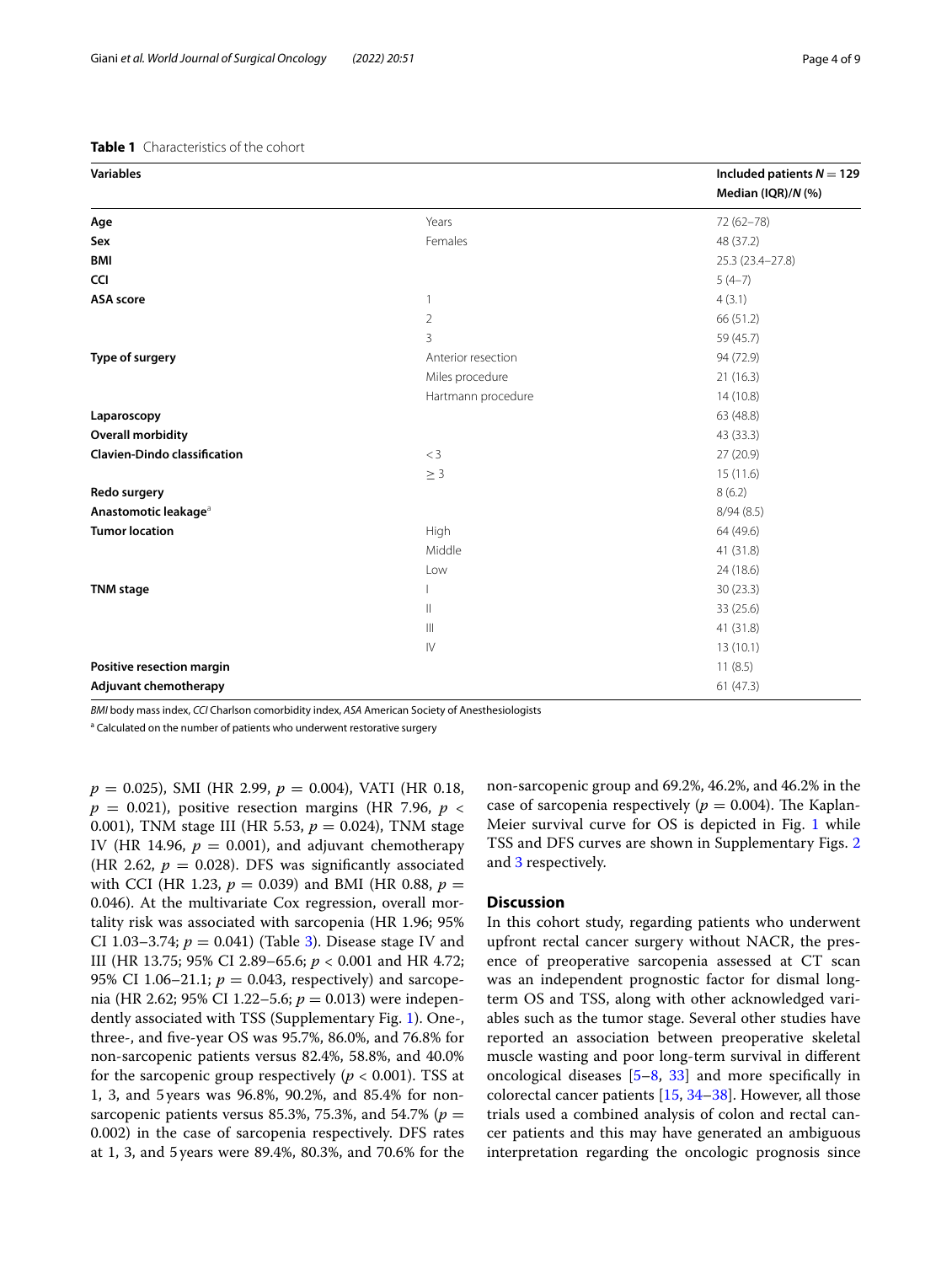**Table 1** Characteristics of the cohort

| Variables | | Included patients $N = 129$ Median (IQR)/N (%) |
|---|---|---|
| **Age** | Years | 72 (62–78) |
| **Sex** | Females | 48 (37.2) |
| **BMI** | | 25.3 (23.4–27.8) |
| **CCI** | | 5 (4–7) |
| **ASA score** | 1 | 4 (3.1) |
| | 2 | 66 (51.2) |
| | 3 | 59 (45.7) |
| **Type of surgery** | Anterior resection | 94 (72.9) |
| | Miles procedure | 21 (16.3) |
| | Hartmann procedure | 14 (10.8) |
| **Laparoscopy** | | 63 (48.8) |
| **Overall morbidity** | | 43 (33.3) |
| **Clavien-Dindo classification** | < 3 | 27 (20.9) |
| | ≥ 3 | 15 (11.6) |
| **Redo surgery** | | 8 (6.2) |
| **Anastomotic leakage**[a] | | 8/94 (8.5) |
| **Tumor location** | High | 64 (49.6) |
| | Middle | 41 (31.8) |
| | Low | 24 (18.6) |
| **TNM stage** | I | 30 (23.3) |
| | II | 33 (25.6) |
| | III | 41 (31.8) |
| | IV | 13 (10.1) |
| **Positive resection margin** | | 11 (8.5) |
| **Adjuvant chemotherapy** | | 61 (47.3) |

*BMI* body mass index, *CCI* Charlson comorbidity index, *ASA* American Society of Anesthesiologists

[a] Calculated on the number of patients who underwent restorative surgery

$p = 0.025$), SMI (HR 2.99, $p = 0.004$), VATI (HR 0.18, $p = 0.021$), positive resection margins (HR 7.96, $p < 0.001$), TNM stage III (HR 5.53, $p = 0.024$), TNM stage IV (HR 14.96, $p = 0.001$), and adjuvant chemotherapy (HR 2.62, $p = 0.028$). DFS was significantly associated with CCI (HR 1.23, $p = 0.039$) and BMI (HR 0.88, $p = 0.046$). At the multivariate Cox regression, overall mortality risk was associated with sarcopenia (HR 1.96; 95% CI 1.03–3.74; $p = 0.041$) (Table 3). Disease stage IV and III (HR 13.75; 95% CI 2.89–65.6; $p < 0.001$ and HR 4.72; 95% CI 1.06–21.1; $p = 0.043$, respectively) and sarcopenia (HR 2.62; 95% CI 1.22–5.6; $p = 0.013$) were independently associated with TSS (Supplementary Fig. 1). One-, three-, and five-year OS was 95.7%, 86.0%, and 76.8% for non-sarcopenic patients versus 82.4%, 58.8%, and 40.0% for the sarcopenic group respectively ($p < 0.001$). TSS at 1, 3, and 5 years was 96.8%, 90.2%, and 85.4% for non-sarcopenic patients versus 85.3%, 75.3%, and 54.7% ($p = 0.002$) in the case of sarcopenia respectively. DFS rates at 1, 3, and 5 years were 89.4%, 80.3%, and 70.6% for the non-sarcopenic group and 69.2%, 46.2%, and 46.2% in the case of sarcopenia respectively ($p = 0.004$). The Kaplan-Meier survival curve for OS is depicted in Fig. 1 while TSS and DFS curves are shown in Supplementary Figs. 2 and 3 respectively.

## Discussion

In this cohort study, regarding patients who underwent upfront rectal cancer surgery without NACR, the presence of preoperative sarcopenia assessed at CT scan was an independent prognostic factor for dismal long-term OS and TSS, along with other acknowledged variables such as the tumor stage. Several other studies have reported an association between preoperative skeletal muscle wasting and poor long-term survival in different oncological diseases [5–8, 33] and more specifically in colorectal cancer patients [15, 34–38]. However, all those trials used a combined analysis of colon and rectal cancer patients and this may have generated an ambiguous interpretation regarding the oncologic prognosis since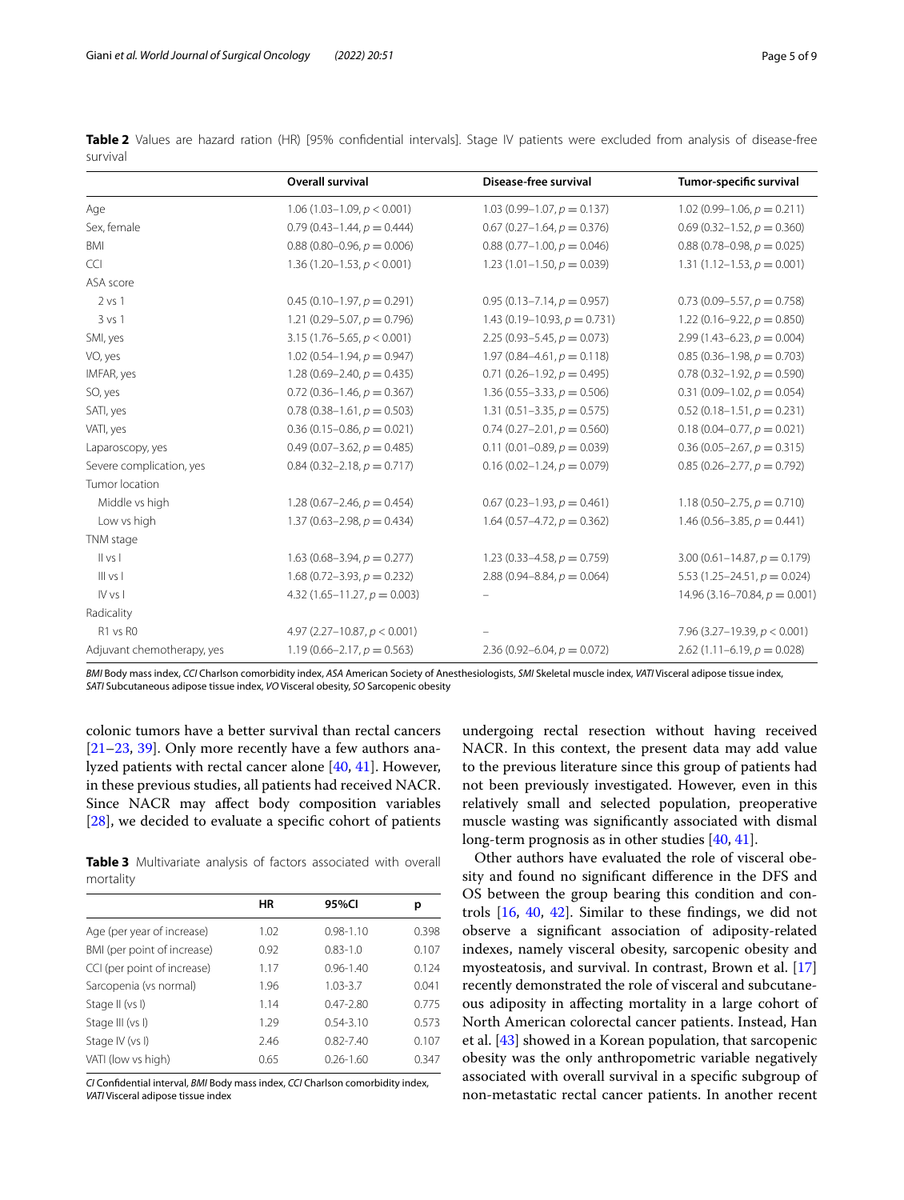**Table 2** Values are hazard ration (HR) [95% confidential intervals]. Stage IV patients were excluded from analysis of disease-free survival

| | Overall survival | Disease-free survival | Tumor-specific survival |
|---|---|---|---|
| Age | 1.06 (1.03–1.09, $p < 0.001$) | 1.03 (0.99–1.07, $p = 0.137$) | 1.02 (0.99–1.06, $p = 0.211$) |
| Sex, female | 0.79 (0.43–1.44, $p = 0.444$) | 0.67 (0.27–1.64, $p = 0.376$) | 0.69 (0.32–1.52, $p = 0.360$) |
| BMI | 0.88 (0.80–0.96, $p = 0.006$) | 0.88 (0.77–1.00, $p = 0.046$) | 0.88 (0.78–0.98, $p = 0.025$) |
| CCI | 1.36 (1.20–1.53, $p < 0.001$) | 1.23 (1.01–1.50, $p = 0.039$) | 1.31 (1.12–1.53, $p = 0.001$) |
| ASA score | | | |
| 2 vs 1 | 0.45 (0.10–1.97, $p = 0.291$) | 0.95 (0.13–7.14, $p = 0.957$) | 0.73 (0.09–5.57, $p = 0.758$) |
| 3 vs 1 | 1.21 (0.29–5.07, $p = 0.796$) | 1.43 (0.19–10.93, $p = 0.731$) | 1.22 (0.16–9.22, $p = 0.850$) |
| SMI, yes | 3.15 (1.76–5.65, $p < 0.001$) | 2.25 (0.93–5.45, $p = 0.073$) | 2.99 (1.43–6.23, $p = 0.004$) |
| VO, yes | 1.02 (0.54–1.94, $p = 0.947$) | 1.97 (0.84–4.61, $p = 0.118$) | 0.85 (0.36–1.98, $p = 0.703$) |
| IMFAR, yes | 1.28 (0.69–2.40, $p = 0.435$) | 0.71 (0.26–1.92, $p = 0.495$) | 0.78 (0.32–1.92, $p = 0.590$) |
| SO, yes | 0.72 (0.36–1.46, $p = 0.367$) | 1.36 (0.55–3.33, $p = 0.506$) | 0.31 (0.09–1.02, $p = 0.054$) |
| SATI, yes | 0.78 (0.38–1.61, $p = 0.503$) | 1.31 (0.51–3.35, $p = 0.575$) | 0.52 (0.18–1.51, $p = 0.231$) |
| VATI, yes | 0.36 (0.15–0.86, $p = 0.021$) | 0.74 (0.27–2.01, $p = 0.560$) | 0.18 (0.04–0.77, $p = 0.021$) |
| Laparoscopy, yes | 0.49 (0.07–3.62, $p = 0.485$) | 0.11 (0.01–0.89, $p = 0.039$) | 0.36 (0.05–2.67, $p = 0.315$) |
| Severe complication, yes | 0.84 (0.32–2.18, $p = 0.717$) | 0.16 (0.02–1.24, $p = 0.079$) | 0.85 (0.26–2.77, $p = 0.792$) |
| Tumor location | | | |
| Middle vs high | 1.28 (0.67–2.46, $p = 0.454$) | 0.67 (0.23–1.93, $p = 0.461$) | 1.18 (0.50–2.75, $p = 0.710$) |
| Low vs high | 1.37 (0.63–2.98, $p = 0.434$) | 1.64 (0.57–4.72, $p = 0.362$) | 1.46 (0.56–3.85, $p = 0.441$) |
| TNM stage | | | |
| II vs I | 1.63 (0.68–3.94, $p = 0.277$) | 1.23 (0.33–4.58, $p = 0.759$) | 3.00 (0.61–14.87, $p = 0.179$) |
| III vs I | 1.68 (0.72–3.93, $p = 0.232$) | 2.88 (0.94–8.84, $p = 0.064$) | 5.53 (1.25–24.51, $p = 0.024$) |
| IV vs I | 4.32 (1.65–11.27, $p = 0.003$) | – | 14.96 (3.16–70.84, $p = 0.001$) |
| Radicality | | | |
| R1 vs R0 | 4.97 (2.27–10.87, $p < 0.001$) | – | 7.96 (3.27–19.39, $p < 0.001$) |
| Adjuvant chemotherapy, yes | 1.19 (0.66–2.17, $p = 0.563$) | 2.36 (0.92–6.04, $p = 0.072$) | 2.62 (1.11–6.19, $p = 0.028$) |

*BMI* Body mass index, *CCI* Charlson comorbidity index, *ASA* American Society of Anesthesiologists, *SMI* Skeletal muscle index, *VATI* Visceral adipose tissue index, *SATI* Subcutaneous adipose tissue index, *VO* Visceral obesity, *SO* Sarcopenic obesity

colonic tumors have a better survival than rectal cancers [21–23, 39]. Only more recently have a few authors analyzed patients with rectal cancer alone [40, 41]. However, in these previous studies, all patients had received NACR. Since NACR may affect body composition variables [28], we decided to evaluate a specific cohort of patients undergoing rectal resection without having received NACR. In this context, the present data may add value to the previous literature since this group of patients had not been previously investigated. However, even in this relatively small and selected population, preoperative muscle wasting was significantly associated with dismal long-term prognosis as in other studies [40, 41].

**Table 3** Multivariate analysis of factors associated with overall mortality

| | HR | 95%CI | p |
|---|---|---|---|
| Age (per year of increase) | 1.02 | 0.98-1.10 | 0.398 |
| BMI (per point of increase) | 0.92 | 0.83-1.0 | 0.107 |
| CCI (per point of increase) | 1.17 | 0.96-1.40 | 0.124 |
| Sarcopenia (vs normal) | 1.96 | 1.03-3.7 | 0.041 |
| Stage II (vs I) | 1.14 | 0.47-2.80 | 0.775 |
| Stage III (vs I) | 1.29 | 0.54-3.10 | 0.573 |
| Stage IV (vs I) | 2.46 | 0.82-7.40 | 0.107 |
| VATI (low vs high) | 0.65 | 0.26-1.60 | 0.347 |

*CI* Confidential interval, *BMI* Body mass index, *CCI* Charlson comorbidity index, *VATI* Visceral adipose tissue index

Other authors have evaluated the role of visceral obesity and found no significant difference in the DFS and OS between the group bearing this condition and controls [16, 40, 42]. Similar to these findings, we did not observe a significant association of adiposity-related indexes, namely visceral obesity, sarcopenic obesity and myosteatosis, and survival. In contrast, Brown et al. [17] recently demonstrated the role of visceral and subcutaneous adiposity in affecting mortality in a large cohort of North American colorectal cancer patients. Instead, Han et al. [43] showed in a Korean population, that sarcopenic obesity was the only anthropometric variable negatively associated with overall survival in a specific subgroup of non-metastatic rectal cancer patients. In another recent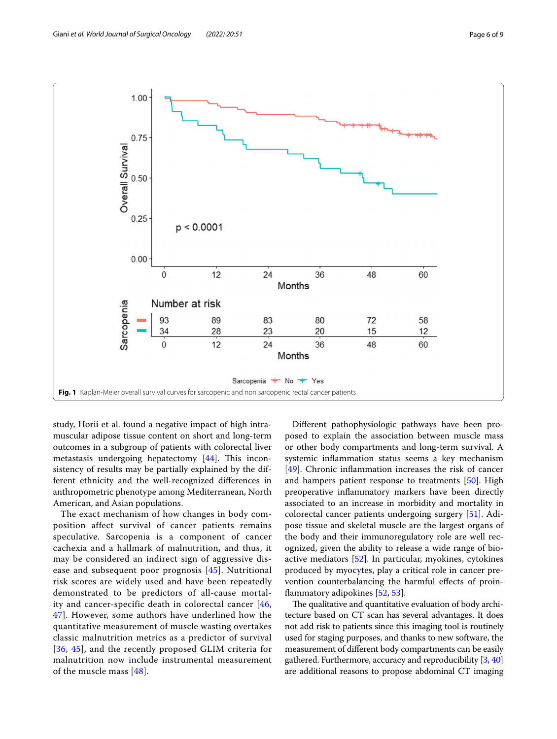Fig. 1 Kaplan-Meier overall survival curves for sarcopenic and non sarcopenic rectal cancer patients

study, Horii et al. found a negative impact of high intramuscular adipose tissue content on short and long-term outcomes in a subgroup of patients with colorectal liver metastasis undergoing hepatectomy [44]. This inconsistency of results may be partially explained by the different ethnicity and the well-recognized differences in anthropometric phenotype among Mediterranean, North American, and Asian populations.

The exact mechanism of how changes in body composition affect survival of cancer patients remains speculative. Sarcopenia is a component of cancer cachexia and a hallmark of malnutrition, and thus, it may be considered an indirect sign of aggressive disease and subsequent poor prognosis [45]. Nutritional risk scores are widely used and have been repeatedly demonstrated to be predictors of all-cause mortality and cancer-specific death in colorectal cancer [46, 47]. However, some authors have underlined how the quantitative measurement of muscle wasting overtakes classic malnutrition metrics as a predictor of survival [36, 45], and the recently proposed GLIM criteria for malnutrition now include instrumental measurement of the muscle mass [48].

Different pathophysiologic pathways have been proposed to explain the association between muscle mass or other body compartments and long-term survival. A systemic inflammation status seems a key mechanism [49]. Chronic inflammation increases the risk of cancer and hampers patient response to treatments [50]. High preoperative inflammatory markers have been directly associated to an increase in morbidity and mortality in colorectal cancer patients undergoing surgery [51]. Adipose tissue and skeletal muscle are the largest organs of the body and their immunoregulatory role are well recognized, given the ability to release a wide range of bioactive mediators [52]. In particular, myokines, cytokines produced by myocytes, play a critical role in cancer prevention counterbalancing the harmful effects of proinflammatory adipokines [52, 53].

The qualitative and quantitative evaluation of body architecture based on CT scan has several advantages. It does not add risk to patients since this imaging tool is routinely used for staging purposes, and thanks to new software, the measurement of different body compartments can be easily gathered. Furthermore, accuracy and reproducibility [3, 40] are additional reasons to propose abdominal CT imaging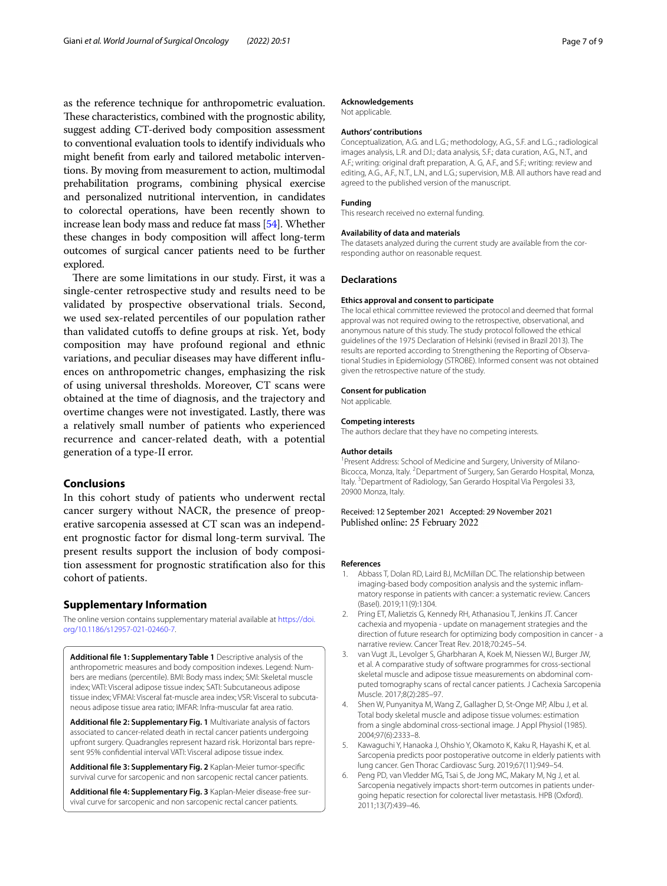as the reference technique for anthropometric evaluation. These characteristics, combined with the prognostic ability, suggest adding CT-derived body composition assessment to conventional evaluation tools to identify individuals who might benefit from early and tailored metabolic interventions. By moving from measurement to action, multimodal prehabilitation programs, combining physical exercise and personalized nutritional intervention, in candidates to colorectal operations, have been recently shown to increase lean body mass and reduce fat mass [54]. Whether these changes in body composition will affect long-term outcomes of surgical cancer patients need to be further explored.

There are some limitations in our study. First, it was a single-center retrospective study and results need to be validated by prospective observational trials. Second, we used sex-related percentiles of our population rather than validated cutoffs to define groups at risk. Yet, body composition may have profound regional and ethnic variations, and peculiar diseases may have different influences on anthropometric changes, emphasizing the risk of using universal thresholds. Moreover, CT scans were obtained at the time of diagnosis, and the trajectory and overtime changes were not investigated. Lastly, there was a relatively small number of patients who experienced recurrence and cancer-related death, with a potential generation of a type-II error.

## Conclusions

In this cohort study of patients who underwent rectal cancer surgery without NACR, the presence of preoperative sarcopenia assessed at CT scan was an independent prognostic factor for dismal long-term survival. The present results support the inclusion of body composition assessment for prognostic stratification also for this cohort of patients.

## Supplementary Information

The online version contains supplementary material available at https://doi.org/10.1186/s12957-021-02460-7.

**Additional file 1: Supplementary Table 1** Descriptive analysis of the anthropometric measures and body composition indexes. Legend: Numbers are medians (percentile). BMI: Body mass index; SMI: Skeletal muscle index; VATI: Visceral adipose tissue index; SATI: Subcutaneous adipose tissue index; VFMAI: Visceral fat-muscle area index; VSR: Visceral to subcutaneous adipose tissue area ratio; IMFAR: Infra-muscular fat area ratio.

**Additional file 2: Supplementary Fig. 1** Multivariate analysis of factors associated to cancer-related death in rectal cancer patients undergoing upfront surgery. Quadrangles represent hazard risk. Horizontal bars represent 95% confidential interval VATI: Visceral adipose tissue index.

**Additional file 3: Supplementary Fig. 2** Kaplan-Meier tumor-specific survival curve for sarcopenic and non sarcopenic rectal cancer patients.

**Additional file 4: Supplementary Fig. 3** Kaplan-Meier disease-free survival curve for sarcopenic and non sarcopenic rectal cancer patients.

#### Acknowledgements
Not applicable.

#### Authors' contributions
Conceptualization, A.G. and L.G.; methodology, A.G., S.F. and L.G..; radiological images analysis, L.R. and D.I.; data analysis, S.F.; data curation, A.G., N.T., and A.F.; writing: original draft preparation, A. G, A.F., and S.F.; writing: review and editing, A.G., A.F., N.T., L.N., and L.G.; supervision, M.B. All authors have read and agreed to the published version of the manuscript.

#### Funding
This research received no external funding.

#### Availability of data and materials
The datasets analyzed during the current study are available from the corresponding author on reasonable request.

### Declarations

#### Ethics approval and consent to participate
The local ethical committee reviewed the protocol and deemed that formal approval was not required owing to the retrospective, observational, and anonymous nature of this study. The study protocol followed the ethical guidelines of the 1975 Declaration of Helsinki (revised in Brazil 2013). The results are reported according to Strengthening the Reporting of Observational Studies in Epidemiology (STROBE). Informed consent was not obtained given the retrospective nature of the study.

#### Consent for publication
Not applicable.

#### Competing interests
The authors declare that they have no competing interests.

#### Author details
[1]Present Address: School of Medicine and Surgery, University of Milano-Bicocca, Monza, Italy. [2]Department of Surgery, San Gerardo Hospital, Monza, Italy. [3]Department of Radiology, San Gerardo Hospital Via Pergolesi 33, 20900 Monza, Italy.

Received: 12 September 2021 Accepted: 29 November 2021
Published online: 25 February 2022

#### References

1. Abbass T, Dolan RD, Laird BJ, McMillan DC. The relationship between imaging-based body composition analysis and the systemic inflammatory response in patients with cancer: a systematic review. Cancers (Basel). 2019;11(9):1304.
2. Pring ET, Malietzis G, Kennedy RH, Athanasiou T, Jenkins JT. Cancer cachexia and myopenia - update on management strategies and the direction of future research for optimizing body composition in cancer - a narrative review. Cancer Treat Rev. 2018;70:245–54.
3. van Vugt JL, Levolger S, Gharbharan A, Koek M, Niessen WJ, Burger JW, et al. A comparative study of software programmes for cross-sectional skeletal muscle and adipose tissue measurements on abdominal computed tomography scans of rectal cancer patients. J Cachexia Sarcopenia Muscle. 2017;8(2):285–97.
4. Shen W, Punyanitya M, Wang Z, Gallagher D, St-Onge MP, Albu J, et al. Total body skeletal muscle and adipose tissue volumes: estimation from a single abdominal cross-sectional image. J Appl Physiol (1985). 2004;97(6):2333–8.
5. Kawaguchi Y, Hanaoka J, Ohshio Y, Okamoto K, Kaku R, Hayashi K, et al. Sarcopenia predicts poor postoperative outcome in elderly patients with lung cancer. Gen Thorac Cardiovasc Surg. 2019;67(11):949–54.
6. Peng PD, van Vledder MG, Tsai S, de Jong MC, Makary M, Ng J, et al. Sarcopenia negatively impacts short-term outcomes in patients undergoing hepatic resection for colorectal liver metastasis. HPB (Oxford). 2011;13(7):439–46.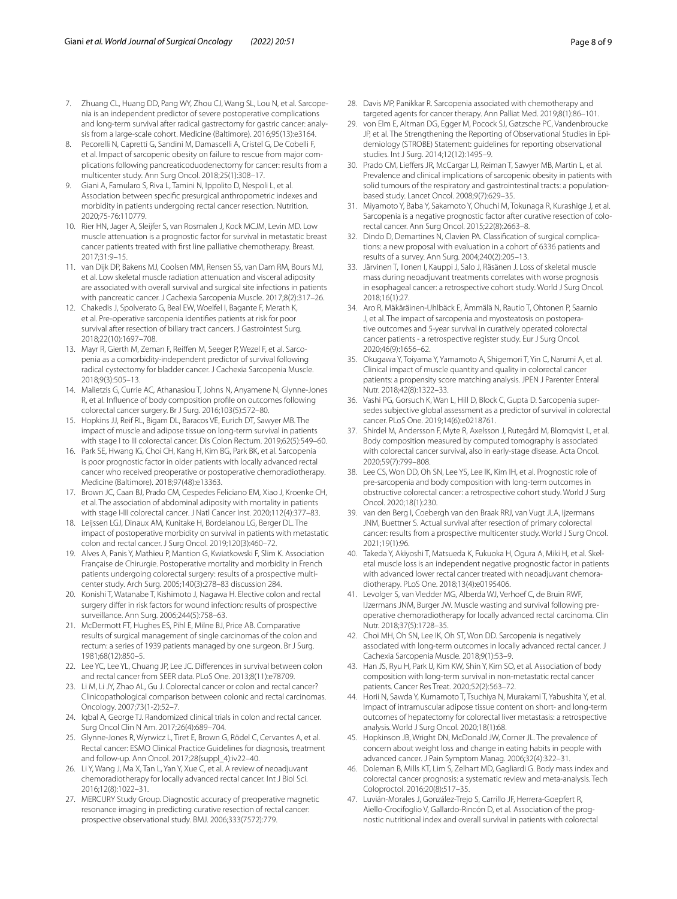7. Zhuang CL, Huang DD, Pang WY, Zhou CJ, Wang SL, Lou N, et al. Sarcopenia is an independent predictor of severe postoperative complications and long-term survival after radical gastrectomy for gastric cancer: analysis from a large-scale cohort. Medicine (Baltimore). 2016;95(13):e3164.
8. Pecorelli N, Capretti G, Sandini M, Damascelli A, Cristel G, De Cobelli F, et al. Impact of sarcopenic obesity on failure to rescue from major complications following pancreaticoduodenectomy for cancer: results from a multicenter study. Ann Surg Oncol. 2018;25(1):308–17.
9. Giani A, Famularo S, Riva L, Tamini N, Ippolito D, Nespoli L, et al. Association between specific presurgical anthropometric indexes and morbidity in patients undergoing rectal cancer resection. Nutrition. 2020;75-76:110779.
10. Rier HN, Jager A, Sleijfer S, van Rosmalen J, Kock MCJM, Levin MD. Low muscle attenuation is a prognostic factor for survival in metastatic breast cancer patients treated with first line palliative chemotherapy. Breast. 2017;31:9–15.
11. van Dijk DP, Bakens MJ, Coolsen MM, Rensen SS, van Dam RM, Bours MJ, et al. Low skeletal muscle radiation attenuation and visceral adiposity are associated with overall survival and surgical site infections in patients with pancreatic cancer. J Cachexia Sarcopenia Muscle. 2017;8(2):317–26.
12. Chakedis J, Spolverato G, Beal EW, Woelfel I, Bagante F, Merath K, et al. Pre-operative sarcopenia identifies patients at risk for poor survival after resection of biliary tract cancers. J Gastrointest Surg. 2018;22(10):1697–708.
13. Mayr R, Gierth M, Zeman F, Reiffen M, Seeger P, Wezel F, et al. Sarcopenia as a comorbidity-independent predictor of survival following radical cystectomy for bladder cancer. J Cachexia Sarcopenia Muscle. 2018;9(3):505–13.
14. Malietzis G, Currie AC, Athanasiou T, Johns N, Anyamene N, Glynne-Jones R, et al. Influence of body composition profile on outcomes following colorectal cancer surgery. Br J Surg. 2016;103(5):572–80.
15. Hopkins JJ, Reif RL, Bigam DL, Baracos VE, Eurich DT, Sawyer MB. The impact of muscle and adipose tissue on long-term survival in patients with stage I to III colorectal cancer. Dis Colon Rectum. 2019;62(5):549–60.
16. Park SE, Hwang IG, Choi CH, Kang H, Kim BG, Park BK, et al. Sarcopenia is poor prognostic factor in older patients with locally advanced rectal cancer who received preoperative or postoperative chemoradiotherapy. Medicine (Baltimore). 2018;97(48):e13363.
17. Brown JC, Caan BJ, Prado CM, Cespedes Feliciano EM, Xiao J, Kroenke CH, et al. The association of abdominal adiposity with mortality in patients with stage I-III colorectal cancer. J Natl Cancer Inst. 2020;112(4):377–83.
18. Leijssen LGJ, Dinaux AM, Kunitake H, Bordeianou LG, Berger DL. The impact of postoperative morbidity on survival in patients with metastatic colon and rectal cancer. J Surg Oncol. 2019;120(3):460–72.
19. Alves A, Panis Y, Mathieu P, Mantion G, Kwiatkowski F, Slim K. Association Française de Chirurgie. Postoperative mortality and morbidity in French patients undergoing colorectal surgery: results of a prospective multicenter study. Arch Surg. 2005;140(3):278–83 discussion 284.
20. Konishi T, Watanabe T, Kishimoto J, Nagawa H. Elective colon and rectal surgery differ in risk factors for wound infection: results of prospective surveillance. Ann Surg. 2006;244(5):758–63.
21. McDermott FT, Hughes ES, Pihl E, Milne BJ, Price AB. Comparative results of surgical management of single carcinomas of the colon and rectum: a series of 1939 patients managed by one surgeon. Br J Surg. 1981;68(12):850–5.
22. Lee YC, Lee YL, Chuang JP, Lee JC. Differences in survival between colon and rectal cancer from SEER data. PLoS One. 2013;8(11):e78709.
23. Li M, Li JY, Zhao AL, Gu J. Colorectal cancer or colon and rectal cancer? Clinicopathological comparison between colonic and rectal carcinomas. Oncology. 2007;73(1-2):52–7.
24. Iqbal A, George TJ. Randomized clinical trials in colon and rectal cancer. Surg Oncol Clin N Am. 2017;26(4):689–704.
25. Glynne-Jones R, Wyrwicz L, Tiret E, Brown G, Rödel C, Cervantes A, et al. Rectal cancer: ESMO Clinical Practice Guidelines for diagnosis, treatment and follow-up. Ann Oncol. 2017;28(suppl_4):iv22–40.
26. Li Y, Wang J, Ma X, Tan L, Yan Y, Xue C, et al. A review of neoadjuvant chemoradiotherapy for locally advanced rectal cancer. Int J Biol Sci. 2016;12(8):1022–31.
27. MERCURY Study Group. Diagnostic accuracy of preoperative magnetic resonance imaging in predicting curative resection of rectal cancer: prospective observational study. BMJ. 2006;333(7572):779.
28. Davis MP, Panikkar R. Sarcopenia associated with chemotherapy and targeted agents for cancer therapy. Ann Palliat Med. 2019;8(1):86–101.
29. von Elm E, Altman DG, Egger M, Pocock SJ, Gøtzsche PC, Vandenbroucke JP, et al. The Strengthening the Reporting of Observational Studies in Epidemiology (STROBE) Statement: guidelines for reporting observational studies. Int J Surg. 2014;12(12):1495–9.
30. Prado CM, Lieffers JR, McCargar LJ, Reiman T, Sawyer MB, Martin L, et al. Prevalence and clinical implications of sarcopenic obesity in patients with solid tumours of the respiratory and gastrointestinal tracts: a population-based study. Lancet Oncol. 2008;9(7):629–35.
31. Miyamoto Y, Baba Y, Sakamoto Y, Ohuchi M, Tokunaga R, Kurashige J, et al. Sarcopenia is a negative prognostic factor after curative resection of colorectal cancer. Ann Surg Oncol. 2015;22(8):2663–8.
32. Dindo D, Demartines N, Clavien PA. Classification of surgical complications: a new proposal with evaluation in a cohort of 6336 patients and results of a survey. Ann Surg. 2004;240(2):205–13.
33. Järvinen T, Ilonen I, Kauppi J, Salo J, Räsänen J. Loss of skeletal muscle mass during neoadjuvant treatments correlates with worse prognosis in esophageal cancer: a retrospective cohort study. World J Surg Oncol. 2018;16(1):27.
34. Aro R, Mäkäräinen-Uhlbäck E, Ämmälä N, Rautio T, Ohtonen P, Saarnio J, et al. The impact of sarcopenia and myosteatosis on postoperative outcomes and 5-year survival in curatively operated colorectal cancer patients - a retrospective register study. Eur J Surg Oncol. 2020;46(9):1656–62.
35. Okugawa Y, Toiyama Y, Yamamoto A, Shigemori T, Yin C, Narumi A, et al. Clinical impact of muscle quantity and quality in colorectal cancer patients: a propensity score matching analysis. JPEN J Parenter Enteral Nutr. 2018;42(8):1322–33.
36. Vashi PG, Gorsuch K, Wan L, Hill D, Block C, Gupta D. Sarcopenia supersedes subjective global assessment as a predictor of survival in colorectal cancer. PLoS One. 2019;14(6):e0218761.
37. Shirdel M, Andersson F, Myte R, Axelsson J, Rutegård M, Blomqvist L, et al. Body composition measured by computed tomography is associated with colorectal cancer survival, also in early-stage disease. Acta Oncol. 2020;59(7):799–808.
38. Lee CS, Won DD, Oh SN, Lee YS, Lee IK, Kim IH, et al. Prognostic role of pre-sarcopenia and body composition with long-term outcomes in obstructive colorectal cancer: a retrospective cohort study. World J Surg Oncol. 2020;18(1):230.
39. van den Berg I, Coebergh van den Braak RRJ, van Vugt JLA, Ijzermans JNM, Buettner S. Actual survival after resection of primary colorectal cancer: results from a prospective multicenter study. World J Surg Oncol. 2021;19(1):96.
40. Takeda Y, Akiyoshi T, Matsueda K, Fukuoka H, Ogura A, Miki H, et al. Skeletal muscle loss is an independent negative prognostic factor in patients with advanced lower rectal cancer treated with neoadjuvant chemoradiotherapy. PLoS One. 2018;13(4):e0195406.
41. Levolger S, van Vledder MG, Alberda WJ, Verhoef C, de Bruin RWF, IJzermans JNM, Burger JW. Muscle wasting and survival following preoperative chemoradiotherapy for locally advanced rectal carcinoma. Clin Nutr. 2018;37(5):1728–35.
42. Choi MH, Oh SN, Lee IK, Oh ST, Won DD. Sarcopenia is negatively associated with long-term outcomes in locally advanced rectal cancer. J Cachexia Sarcopenia Muscle. 2018;9(1):53–9.
43. Han JS, Ryu H, Park IJ, Kim KW, Shin Y, Kim SO, et al. Association of body composition with long-term survival in non-metastatic rectal cancer patients. Cancer Res Treat. 2020;52(2):563–72.
44. Horii N, Sawda Y, Kumamoto T, Tsuchiya N, Murakami T, Yabushita Y, et al. Impact of intramuscular adipose tissue content on short- and long-term outcomes of hepatectomy for colorectal liver metastasis: a retrospective analysis. World J Surg Oncol. 2020;18(1):68.
45. Hopkinson JB, Wright DN, McDonald JW, Corner JL. The prevalence of concern about weight loss and change in eating habits in people with advanced cancer. J Pain Symptom Manag. 2006;32(4):322–31.
46. Doleman B, Mills KT, Lim S, Zelhart MD, Gagliardi G. Body mass index and colorectal cancer prognosis: a systematic review and meta-analysis. Tech Coloproctol. 2016;20(8):517–35.
47. Luvián-Morales J, González-Trejo S, Carrillo JF, Herrera-Goepfert R, Aiello-Crocifoglio V, Gallardo-Rincón D, et al. Association of the prognostic nutritional index and overall survival in patients with colorectal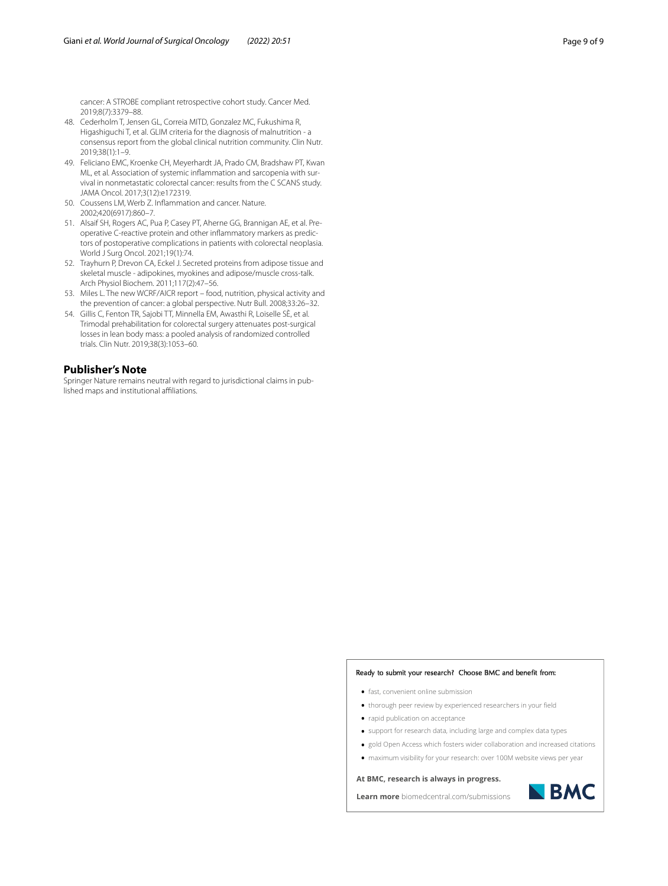cancer: A STROBE compliant retrospective cohort study. Cancer Med. 2019;8(7):3379–88.

48. Cederholm T, Jensen GL, Correia MITD, Gonzalez MC, Fukushima R, Higashiguchi T, et al. GLIM criteria for the diagnosis of malnutrition - a consensus report from the global clinical nutrition community. Clin Nutr. 2019;38(1):1–9.
49. Feliciano EMC, Kroenke CH, Meyerhardt JA, Prado CM, Bradshaw PT, Kwan ML, et al. Association of systemic inflammation and sarcopenia with survival in nonmetastatic colorectal cancer: results from the C SCANS study. JAMA Oncol. 2017;3(12):e172319.
50. Coussens LM, Werb Z. Inflammation and cancer. Nature. 2002;420(6917):860–7.
51. Alsaif SH, Rogers AC, Pua P, Casey PT, Aherne GG, Brannigan AE, et al. Preoperative C-reactive protein and other inflammatory markers as predictors of postoperative complications in patients with colorectal neoplasia. World J Surg Oncol. 2021;19(1):74.
52. Trayhurn P, Drevon CA, Eckel J. Secreted proteins from adipose tissue and skeletal muscle - adipokines, myokines and adipose/muscle cross-talk. Arch Physiol Biochem. 2011;117(2):47–56.
53. Miles L. The new WCRF/AICR report – food, nutrition, physical activity and the prevention of cancer: a global perspective. Nutr Bull. 2008;33:26–32.
54. Gillis C, Fenton TR, Sajobi TT, Minnella EM, Awasthi R, Loiselle SÈ, et al. Trimodal prehabilitation for colorectal surgery attenuates post-surgical losses in lean body mass: a pooled analysis of randomized controlled trials. Clin Nutr. 2019;38(3):1053–60.

## Publisher's Note

Springer Nature remains neutral with regard to jurisdictional claims in published maps and institutional affiliations.

Ready to submit your research? Choose BMC and benefit from:

- fast, convenient online submission
- thorough peer review by experienced researchers in your field
- rapid publication on acceptance
- support for research data, including large and complex data types
- gold Open Access which fosters wider collaboration and increased citations
- maximum visibility for your research: over 100M website views per year

**At BMC, research is always in progress.**

**Learn more** biomedcentral.com/submissions

BMC